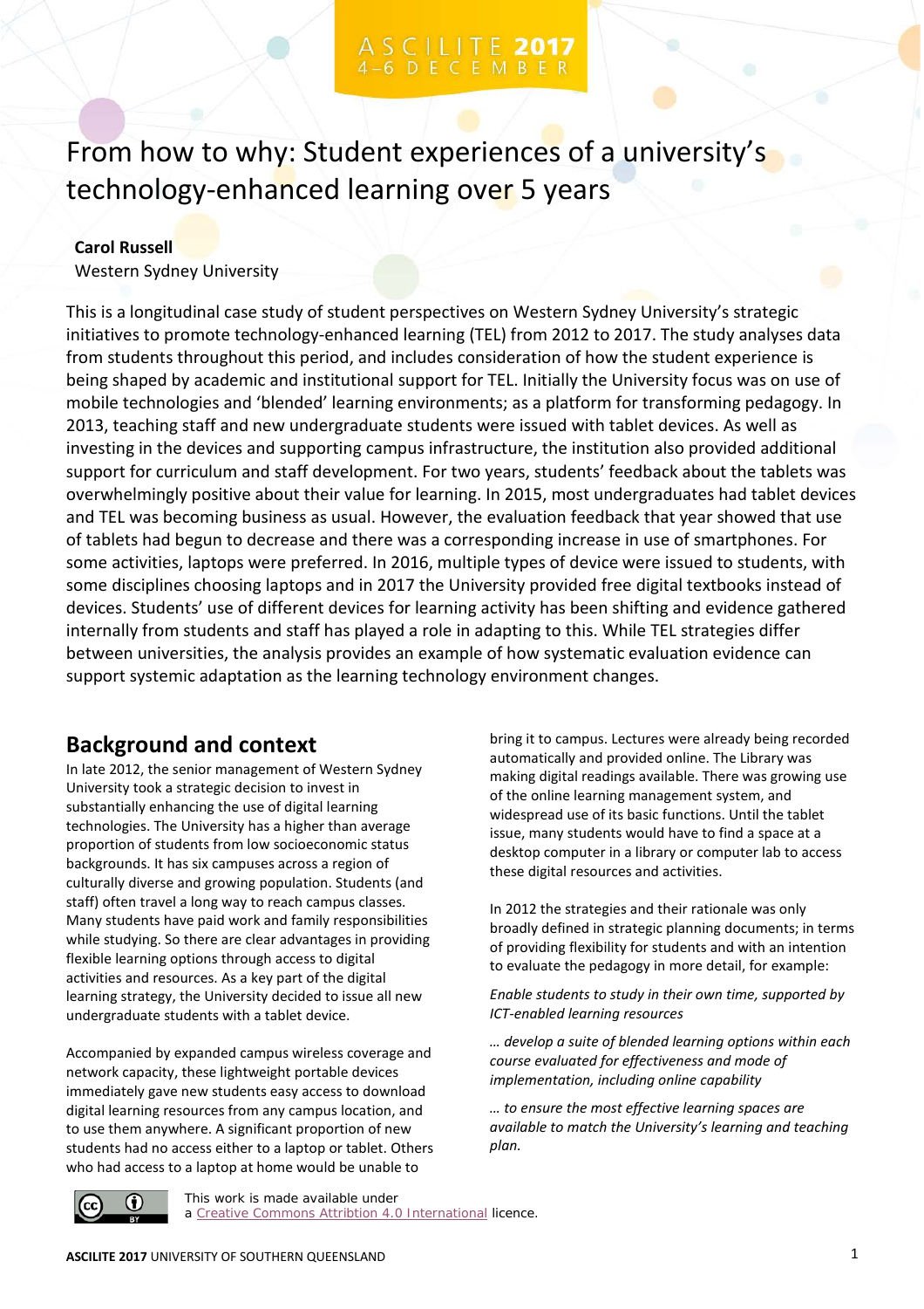# From how to why: Student experiences of a university's technology-enhanced learning over 5 years

**Carol Russell**
Western Sydney University

This is a longitudinal case study of student perspectives on Western Sydney University's strategic initiatives to promote technology-enhanced learning (TEL) from 2012 to 2017. The study analyses data from students throughout this period, and includes consideration of how the student experience is being shaped by academic and institutional support for TEL. Initially the University focus was on use of mobile technologies and 'blended' learning environments; as a platform for transforming pedagogy. In 2013, teaching staff and new undergraduate students were issued with tablet devices. As well as investing in the devices and supporting campus infrastructure, the institution also provided additional support for curriculum and staff development. For two years, students' feedback about the tablets was overwhelmingly positive about their value for learning. In 2015, most undergraduates had tablet devices and TEL was becoming business as usual. However, the evaluation feedback that year showed that use of tablets had begun to decrease and there was a corresponding increase in use of smartphones. For some activities, laptops were preferred. In 2016, multiple types of device were issued to students, with some disciplines choosing laptops and in 2017 the University provided free digital textbooks instead of devices. Students' use of different devices for learning activity has been shifting and evidence gathered internally from students and staff has played a role in adapting to this. While TEL strategies differ between universities, the analysis provides an example of how systematic evaluation evidence can support systemic adaptation as the learning technology environment changes.

## Background and context

In late 2012, the senior management of Western Sydney University took a strategic decision to invest in substantially enhancing the use of digital learning technologies. The University has a higher than average proportion of students from low socioeconomic status backgrounds. It has six campuses across a region of culturally diverse and growing population. Students (and staff) often travel a long way to reach campus classes. Many students have paid work and family responsibilities while studying. So there are clear advantages in providing flexible learning options through access to digital activities and resources. As a key part of the digital learning strategy, the University decided to issue all new undergraduate students with a tablet device.

Accompanied by expanded campus wireless coverage and network capacity, these lightweight portable devices immediately gave new students easy access to download digital learning resources from any campus location, and to use them anywhere. A significant proportion of new students had no access either to a laptop or tablet. Others who had access to a laptop at home would be unable to bring it to campus. Lectures were already being recorded automatically and provided online. The Library was making digital readings available. There was growing use of the online learning management system, and widespread use of its basic functions. Until the tablet issue, many students would have to find a space at a desktop computer in a library or computer lab to access these digital resources and activities.

In 2012 the strategies and their rationale was only broadly defined in strategic planning documents; in terms of providing flexibility for students and with an intention to evaluate the pedagogy in more detail, for example:

*Enable students to study in their own time, supported by ICT-enabled learning resources*

*… develop a suite of blended learning options within each course evaluated for effectiveness and mode of implementation, including online capability*

*… to ensure the most effective learning spaces are available to match the University's learning and teaching plan.*

This work is made available under a Creative Commons Attribution 4.0 International licence.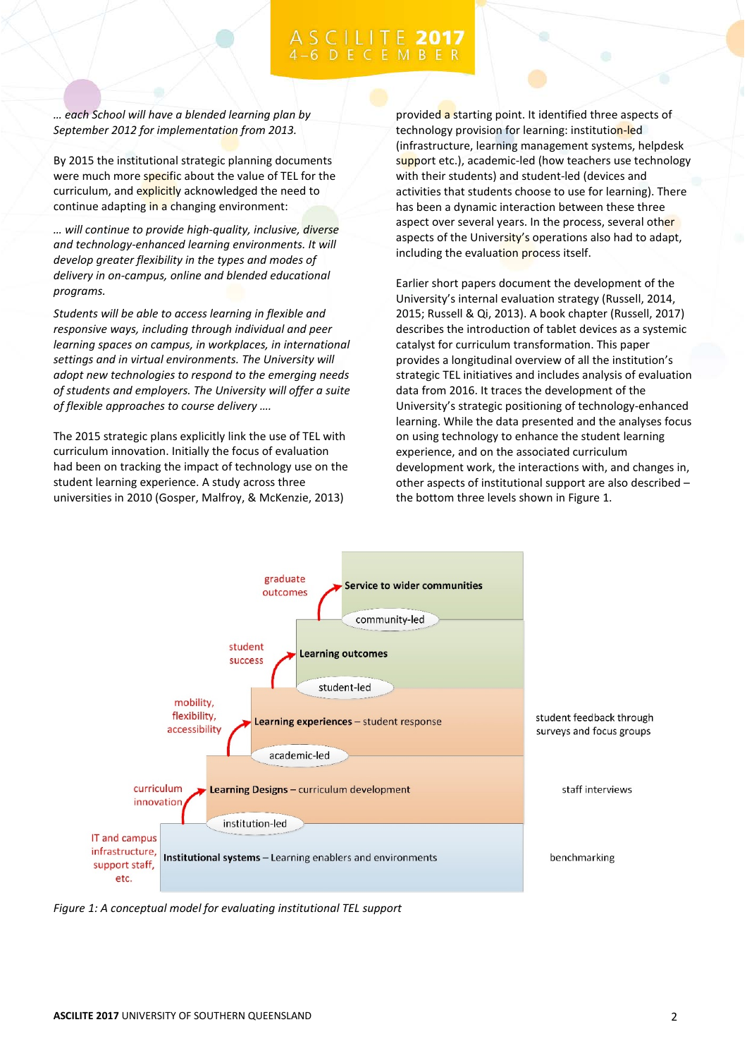*… each School will have a blended learning plan by September 2012 for implementation from 2013.*

By 2015 the institutional strategic planning documents were much more specific about the value of TEL for the curriculum, and explicitly acknowledged the need to continue adapting in a changing environment:

*… will continue to provide high-quality, inclusive, diverse and technology-enhanced learning environments. It will develop greater flexibility in the types and modes of delivery in on-campus, online and blended educational programs.*

*Students will be able to access learning in flexible and responsive ways, including through individual and peer learning spaces on campus, in workplaces, in international settings and in virtual environments. The University will adopt new technologies to respond to the emerging needs of students and employers. The University will offer a suite of flexible approaches to course delivery ….*

The 2015 strategic plans explicitly link the use of TEL with curriculum innovation. Initially the focus of evaluation had been on tracking the impact of technology use on the student learning experience. A study across three universities in 2010 (Gosper, Malfroy, & McKenzie, 2013) provided a starting point. It identified three aspects of technology provision for learning: institution-led (infrastructure, learning management systems, helpdesk support etc.), academic-led (how teachers use technology with their students) and student-led (devices and activities that students choose to use for learning). There has been a dynamic interaction between these three aspect over several years. In the process, several other aspects of the University's operations also had to adapt, including the evaluation process itself.

Earlier short papers document the development of the University's internal evaluation strategy (Russell, 2014, 2015; Russell & Qi, 2013). A book chapter (Russell, 2017) describes the introduction of tablet devices as a systemic catalyst for curriculum transformation. This paper provides a longitudinal overview of all the institution's strategic TEL initiatives and includes analysis of evaluation data from 2016. It traces the development of the University's strategic positioning of technology-enhanced learning. While the data presented and the analyses focus on using technology to enhance the student learning experience, and on the associated curriculum development work, the interactions with, and changes in, other aspects of institutional support are also described – the bottom three levels shown in Figure 1.

graduate outcomes → **Service to wider communities**

community-led

student success → **Learning outcomes**

student-led

mobility, flexibility, accessibility → **Learning experiences** – student response — student feedback through surveys and focus groups

academic-led

curriculum innovation → **Learning Designs** – curriculum development — staff interviews

institution-led

IT and campus infrastructure, support staff, etc. — **Institutional systems** – Learning enablers and environments — benchmarking

*Figure 1: A conceptual model for evaluating institutional TEL support*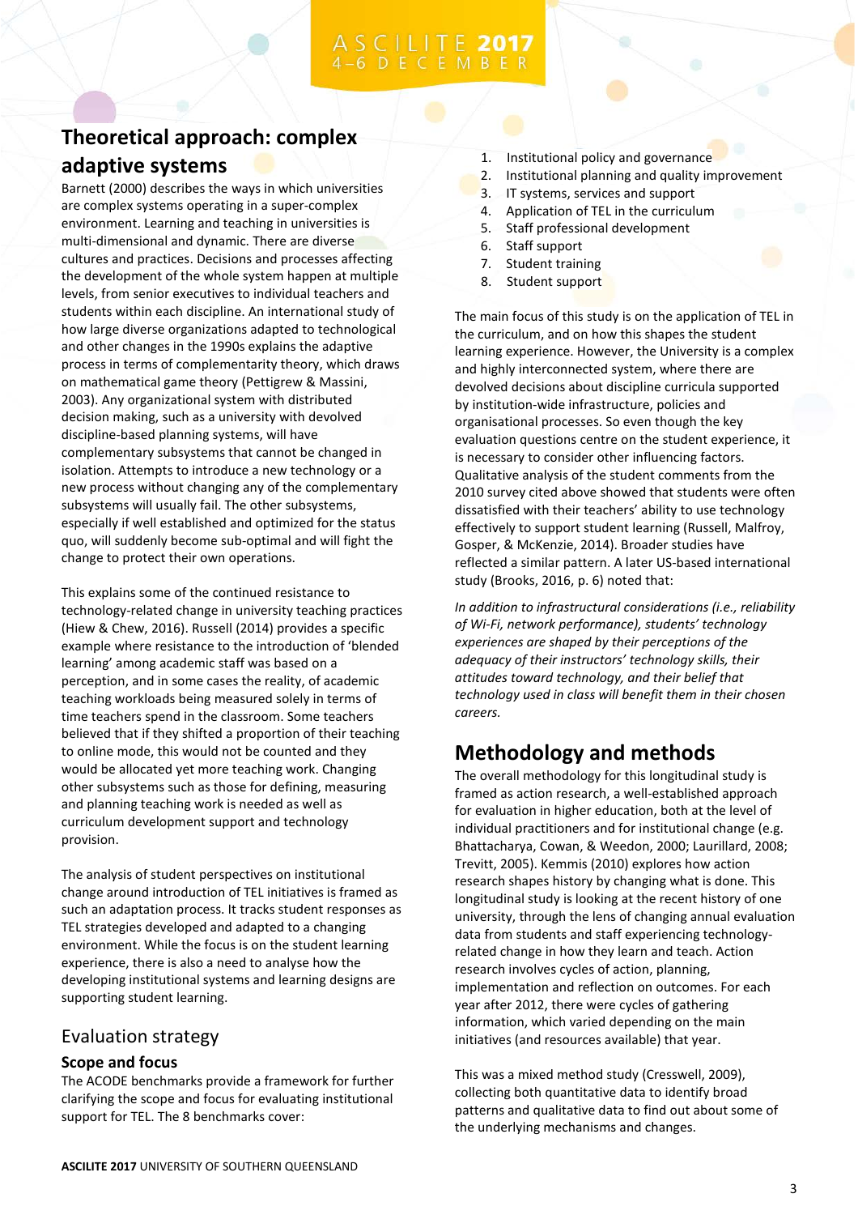## Theoretical approach: complex adaptive systems

Barnett (2000) describes the ways in which universities are complex systems operating in a super-complex environment. Learning and teaching in universities is multi-dimensional and dynamic. There are diverse cultures and practices. Decisions and processes affecting the development of the whole system happen at multiple levels, from senior executives to individual teachers and students within each discipline. An international study of how large diverse organizations adapted to technological and other changes in the 1990s explains the adaptive process in terms of complementarity theory, which draws on mathematical game theory (Pettigrew & Massini, 2003). Any organizational system with distributed decision making, such as a university with devolved discipline-based planning systems, will have complementary subsystems that cannot be changed in isolation. Attempts to introduce a new technology or a new process without changing any of the complementary subsystems will usually fail. The other subsystems, especially if well established and optimized for the status quo, will suddenly become sub-optimal and will fight the change to protect their own operations.

This explains some of the continued resistance to technology-related change in university teaching practices (Hiew & Chew, 2016). Russell (2014) provides a specific example where resistance to the introduction of 'blended learning' among academic staff was based on a perception, and in some cases the reality, of academic teaching workloads being measured solely in terms of time teachers spend in the classroom. Some teachers believed that if they shifted a proportion of their teaching to online mode, this would not be counted and they would be allocated yet more teaching work. Changing other subsystems such as those for defining, measuring and planning teaching work is needed as well as curriculum development support and technology provision.

The analysis of student perspectives on institutional change around introduction of TEL initiatives is framed as such an adaptation process. It tracks student responses as TEL strategies developed and adapted to a changing environment. While the focus is on the student learning experience, there is also a need to analyse how the developing institutional systems and learning designs are supporting student learning.

### Evaluation strategy

#### Scope and focus

The ACODE benchmarks provide a framework for further clarifying the scope and focus for evaluating institutional support for TEL. The 8 benchmarks cover:

1. Institutional policy and governance
2. Institutional planning and quality improvement
3. IT systems, services and support
4. Application of TEL in the curriculum
5. Staff professional development
6. Staff support
7. Student training
8. Student support

The main focus of this study is on the application of TEL in the curriculum, and on how this shapes the student learning experience. However, the University is a complex and highly interconnected system, where there are devolved decisions about discipline curricula supported by institution-wide infrastructure, policies and organisational processes. So even though the key evaluation questions centre on the student experience, it is necessary to consider other influencing factors. Qualitative analysis of the student comments from the 2010 survey cited above showed that students were often dissatisfied with their teachers' ability to use technology effectively to support student learning (Russell, Malfroy, Gosper, & McKenzie, 2014). Broader studies have reflected a similar pattern. A later US-based international study (Brooks, 2016, p. 6) noted that:

*In addition to infrastructural considerations (i.e., reliability of Wi-Fi, network performance), students' technology experiences are shaped by their perceptions of the adequacy of their instructors' technology skills, their attitudes toward technology, and their belief that technology used in class will benefit them in their chosen careers.*

## Methodology and methods

The overall methodology for this longitudinal study is framed as action research, a well-established approach for evaluation in higher education, both at the level of individual practitioners and for institutional change (e.g. Bhattacharya, Cowan, & Weedon, 2000; Laurillard, 2008; Trevitt, 2005). Kemmis (2010) explores how action research shapes history by changing what is done. This longitudinal study is looking at the recent history of one university, through the lens of changing annual evaluation data from students and staff experiencing technology-related change in how they learn and teach. Action research involves cycles of action, planning, implementation and reflection on outcomes. For each year after 2012, there were cycles of gathering information, which varied depending on the main initiatives (and resources available) that year.

This was a mixed method study (Cresswell, 2009), collecting both quantitative data to identify broad patterns and qualitative data to find out about some of the underlying mechanisms and changes.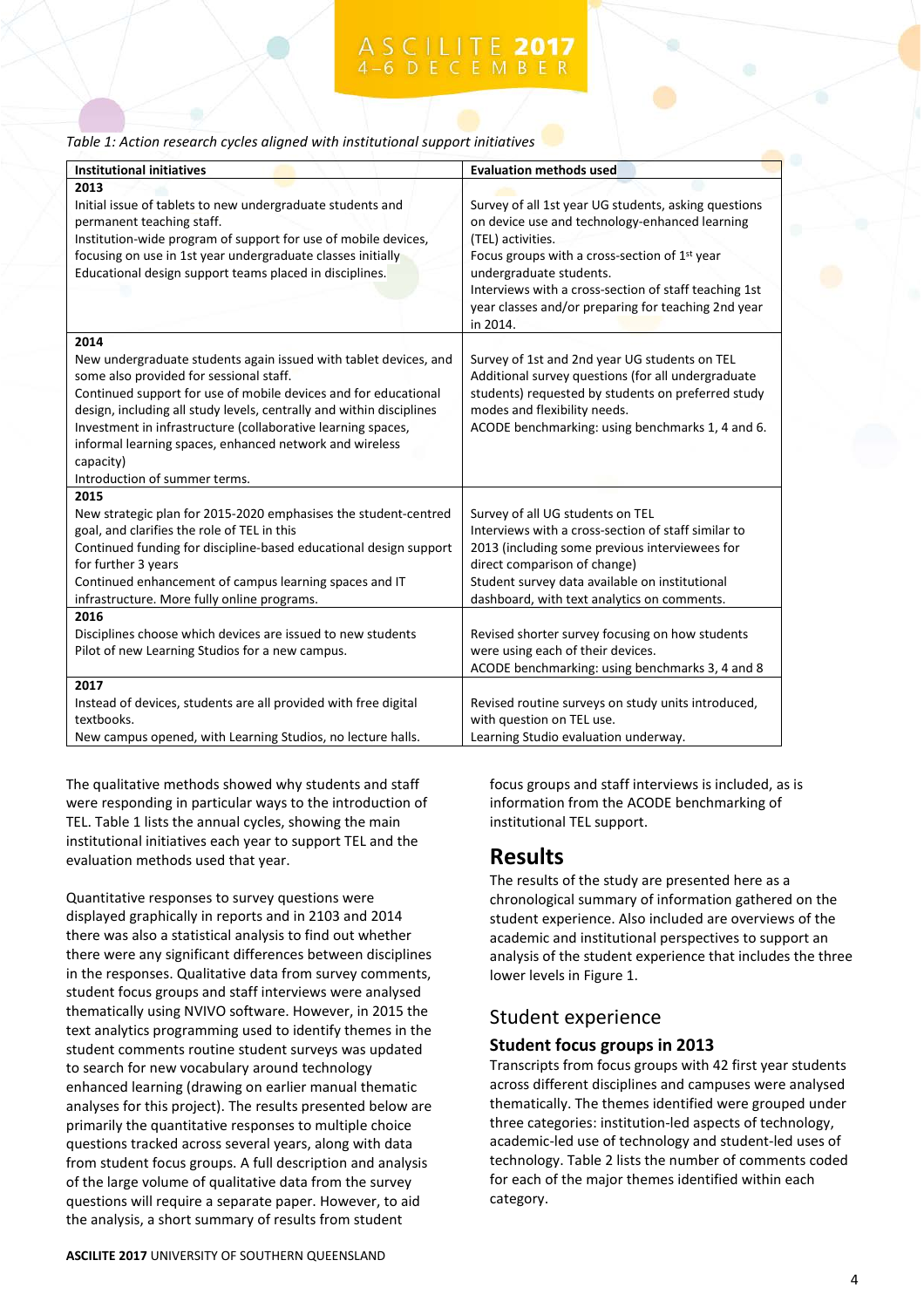*Table 1: Action research cycles aligned with institutional support initiatives*

| Institutional initiatives | Evaluation methods used |
|---|---|
| **2013**<br>Initial issue of tablets to new undergraduate students and permanent teaching staff.<br>Institution-wide program of support for use of mobile devices, focusing on use in 1st year undergraduate classes initially<br>Educational design support teams placed in disciplines. | Survey of all 1st year UG students, asking questions on device use and technology-enhanced learning (TEL) activities.<br>Focus groups with a cross-section of 1st year undergraduate students.<br>Interviews with a cross-section of staff teaching 1st year classes and/or preparing for teaching 2nd year in 2014. |
| **2014**<br>New undergraduate students again issued with tablet devices, and some also provided for sessional staff.<br>Continued support for use of mobile devices and for educational design, including all study levels, centrally and within disciplines<br>Investment in infrastructure (collaborative learning spaces, informal learning spaces, enhanced network and wireless capacity)<br>Introduction of summer terms. | Survey of 1st and 2nd year UG students on TEL<br>Additional survey questions (for all undergraduate students) requested by students on preferred study modes and flexibility needs.<br>ACODE benchmarking: using benchmarks 1, 4 and 6. |
| **2015**<br>New strategic plan for 2015-2020 emphasises the student-centred goal, and clarifies the role of TEL in this<br>Continued funding for discipline-based educational design support for further 3 years<br>Continued enhancement of campus learning spaces and IT infrastructure. More fully online programs. | Survey of all UG students on TEL<br>Interviews with a cross-section of staff similar to 2013 (including some previous interviewees for direct comparison of change)<br>Student survey data available on institutional dashboard, with text analytics on comments. |
| **2016**<br>Disciplines choose which devices are issued to new students<br>Pilot of new Learning Studios for a new campus. | Revised shorter survey focusing on how students were using each of their devices.<br>ACODE benchmarking: using benchmarks 3, 4 and 8 |
| **2017**<br>Instead of devices, students are all provided with free digital textbooks.<br>New campus opened, with Learning Studios, no lecture halls. | Revised routine surveys on study units introduced, with question on TEL use.<br>Learning Studio evaluation underway. |

The qualitative methods showed why students and staff were responding in particular ways to the introduction of TEL. Table 1 lists the annual cycles, showing the main institutional initiatives each year to support TEL and the evaluation methods used that year.

Quantitative responses to survey questions were displayed graphically in reports and in 2103 and 2014 there was also a statistical analysis to find out whether there were any significant differences between disciplines in the responses. Qualitative data from survey comments, student focus groups and staff interviews were analysed thematically using NVIVO software. However, in 2015 the text analytics programming used to identify themes in the student comments routine student surveys was updated to search for new vocabulary around technology enhanced learning (drawing on earlier manual thematic analyses for this project). The results presented below are primarily the quantitative responses to multiple choice questions tracked across several years, along with data from student focus groups. A full description and analysis of the large volume of qualitative data from the survey questions will require a separate paper. However, to aid the analysis, a short summary of results from student focus groups and staff interviews is included, as is information from the ACODE benchmarking of institutional TEL support.

# Results

The results of the study are presented here as a chronological summary of information gathered on the student experience. Also included are overviews of the academic and institutional perspectives to support an analysis of the student experience that includes the three lower levels in Figure 1.

## Student experience

### Student focus groups in 2013

Transcripts from focus groups with 42 first year students across different disciplines and campuses were analysed thematically. The themes identified were grouped under three categories: institution-led aspects of technology, academic-led use of technology and student-led uses of technology. Table 2 lists the number of comments coded for each of the major themes identified within each category.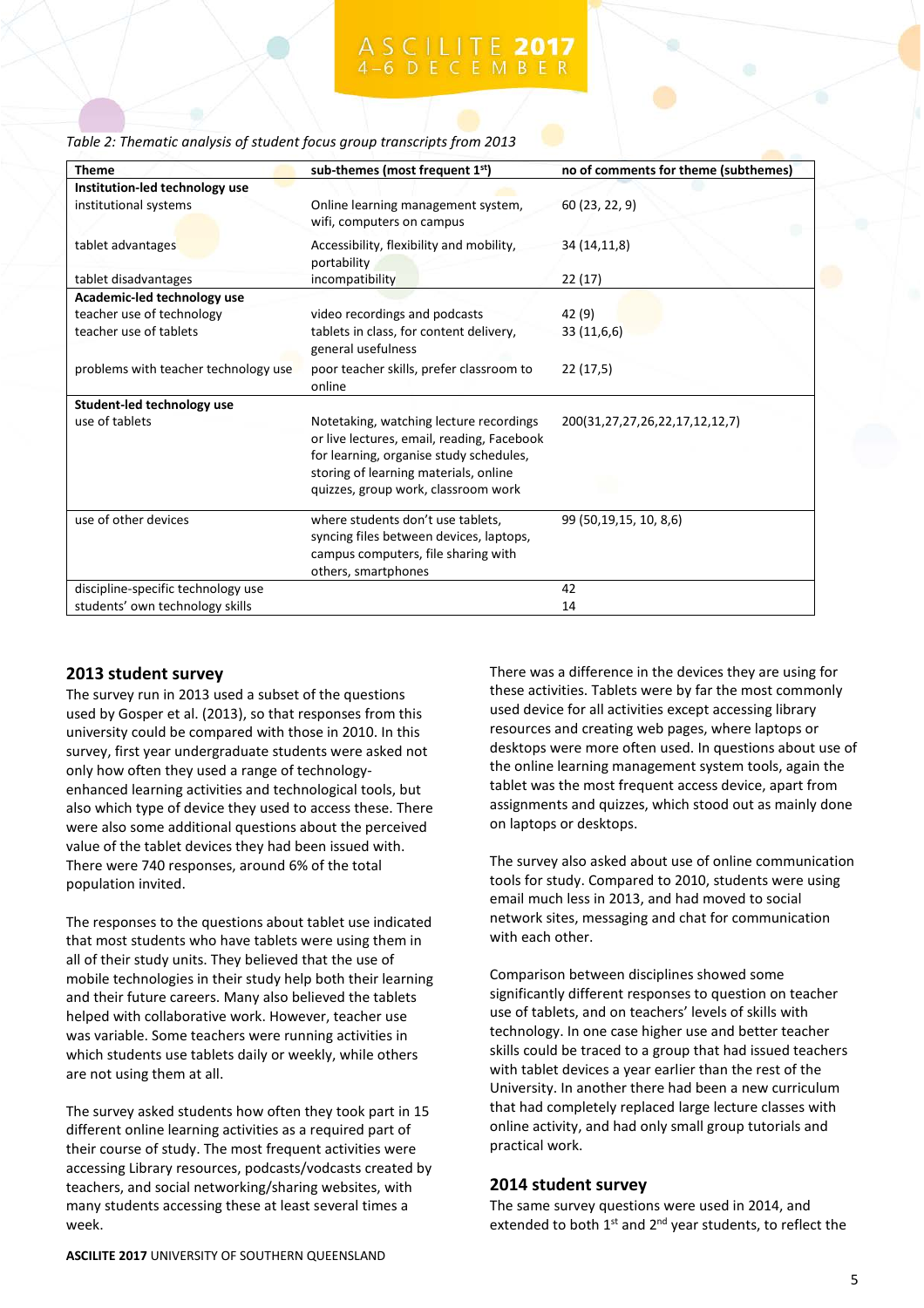*Table 2: Thematic analysis of student focus group transcripts from 2013*

| Theme | sub-themes (most frequent 1st) | no of comments for theme (subthemes) |
|---|---|---|
| **Institution-led technology use** | | |
| institutional systems | Online learning management system, wifi, computers on campus | 60 (23, 22, 9) |
| tablet advantages | Accessibility, flexibility and mobility, portability | 34 (14,11,8) |
| tablet disadvantages | incompatibility | 22 (17) |
| **Academic-led technology use** | | |
| teacher use of technology | video recordings and podcasts | 42 (9) |
| teacher use of tablets | tablets in class, for content delivery, general usefulness | 33 (11,6,6) |
| problems with teacher technology use | poor teacher skills, prefer classroom to online | 22 (17,5) |
| **Student-led technology use** | | |
| use of tablets | Notetaking, watching lecture recordings or live lectures, email, reading, Facebook for learning, organise study schedules, storing of learning materials, online quizzes, group work, classroom work | 200(31,27,27,26,22,17,12,12,7) |
| use of other devices | where students don't use tablets, syncing files between devices, laptops, campus computers, file sharing with others, smartphones | 99 (50,19,15, 10, 8,6) |
| discipline-specific technology use | | 42 |
| students' own technology skills | | 14 |

## 2013 student survey

The survey run in 2013 used a subset of the questions used by Gosper et al. (2013), so that responses from this university could be compared with those in 2010. In this survey, first year undergraduate students were asked not only how often they used a range of technology-enhanced learning activities and technological tools, but also which type of device they used to access these. There were also some additional questions about the perceived value of the tablet devices they had been issued with. There were 740 responses, around 6% of the total population invited.

The responses to the questions about tablet use indicated that most students who have tablets were using them in all of their study units. They believed that the use of mobile technologies in their study help both their learning and their future careers. Many also believed the tablets helped with collaborative work. However, teacher use was variable. Some teachers were running activities in which students use tablets daily or weekly, while others are not using them at all.

The survey asked students how often they took part in 15 different online learning activities as a required part of their course of study. The most frequent activities were accessing Library resources, podcasts/vodcasts created by teachers, and social networking/sharing websites, with many students accessing these at least several times a week.

There was a difference in the devices they are using for these activities. Tablets were by far the most commonly used device for all activities except accessing library resources and creating web pages, where laptops or desktops were more often used. In questions about use of the online learning management system tools, again the tablet was the most frequent access device, apart from assignments and quizzes, which stood out as mainly done on laptops or desktops.

The survey also asked about use of online communication tools for study. Compared to 2010, students were using email much less in 2013, and had moved to social network sites, messaging and chat for communication with each other.

Comparison between disciplines showed some significantly different responses to question on teacher use of tablets, and on teachers' levels of skills with technology. In one case higher use and better teacher skills could be traced to a group that had issued teachers with tablet devices a year earlier than the rest of the University. In another there had been a new curriculum that had completely replaced large lecture classes with online activity, and had only small group tutorials and practical work.

## 2014 student survey

The same survey questions were used in 2014, and extended to both 1st and 2nd year students, to reflect the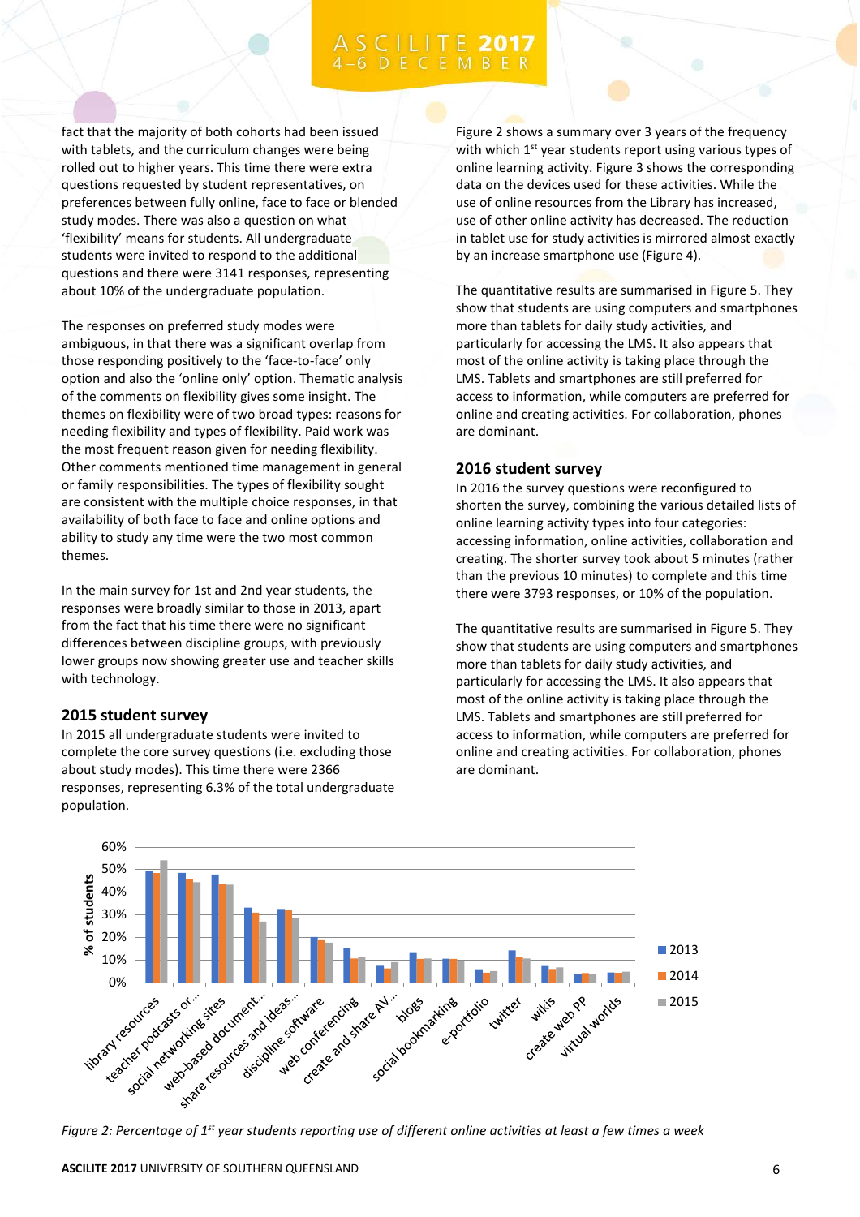fact that the majority of both cohorts had been issued with tablets, and the curriculum changes were being rolled out to higher years. This time there were extra questions requested by student representatives, on preferences between fully online, face to face or blended study modes. There was also a question on what 'flexibility' means for students. All undergraduate students were invited to respond to the additional questions and there were 3141 responses, representing about 10% of the undergraduate population.

The responses on preferred study modes were ambiguous, in that there was a significant overlap from those responding positively to the 'face-to-face' only option and also the 'online only' option. Thematic analysis of the comments on flexibility gives some insight. The themes on flexibility were of two broad types: reasons for needing flexibility and types of flexibility. Paid work was the most frequent reason given for needing flexibility. Other comments mentioned time management in general or family responsibilities. The types of flexibility sought are consistent with the multiple choice responses, in that availability of both face to face and online options and ability to study any time were the two most common themes.

In the main survey for 1st and 2nd year students, the responses were broadly similar to those in 2013, apart from the fact that his time there were no significant differences between discipline groups, with previously lower groups now showing greater use and teacher skills with technology.

### 2015 student survey

In 2015 all undergraduate students were invited to complete the core survey questions (i.e. excluding those about study modes). This time there were 2366 responses, representing 6.3% of the total undergraduate population.

Figure 2 shows a summary over 3 years of the frequency with which 1st year students report using various types of online learning activity. Figure 3 shows the corresponding data on the devices used for these activities. While the use of online resources from the Library has increased, use of other online activity has decreased. The reduction in tablet use for study activities is mirrored almost exactly by an increase smartphone use (Figure 4).

The quantitative results are summarised in Figure 5. They show that students are using computers and smartphones more than tablets for daily study activities, and particularly for accessing the LMS. It also appears that most of the online activity is taking place through the LMS. Tablets and smartphones are still preferred for access to information, while computers are preferred for online and creating activities. For collaboration, phones are dominant.

### 2016 student survey

In 2016 the survey questions were reconfigured to shorten the survey, combining the various detailed lists of online learning activity types into four categories: accessing information, online activities, collaboration and creating. The shorter survey took about 5 minutes (rather than the previous 10 minutes) to complete and this time there were 3793 responses, or 10% of the population.

The quantitative results are summarised in Figure 5. They show that students are using computers and smartphones more than tablets for daily study activities, and particularly for accessing the LMS. It also appears that most of the online activity is taking place through the LMS. Tablets and smartphones are still preferred for access to information, while computers are preferred for online and creating activities. For collaboration, phones are dominant.

*Figure 2: Percentage of 1st year students reporting use of different online activities at least a few times a week*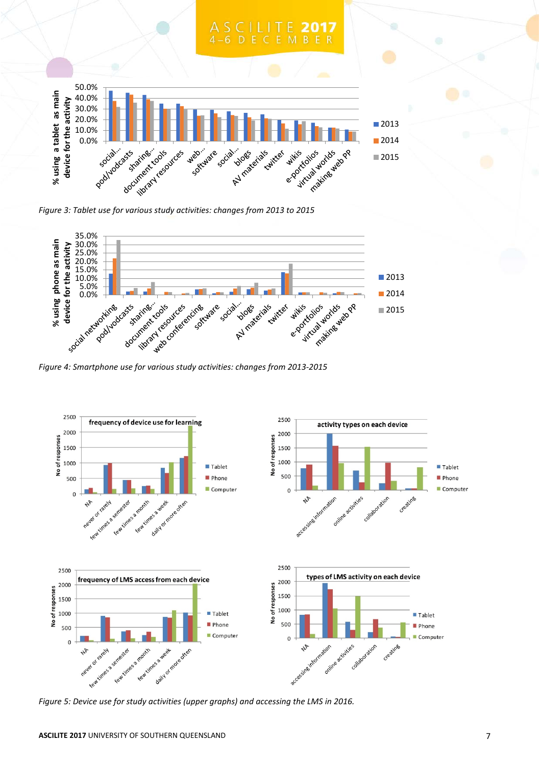*Figure 3: Tablet use for various study activities: changes from 2013 to 2015*

*Figure 4: Smartphone use for various study activities: changes from 2013-2015*

*Figure 5: Device use for study activities (upper graphs) and accessing the LMS in 2016.*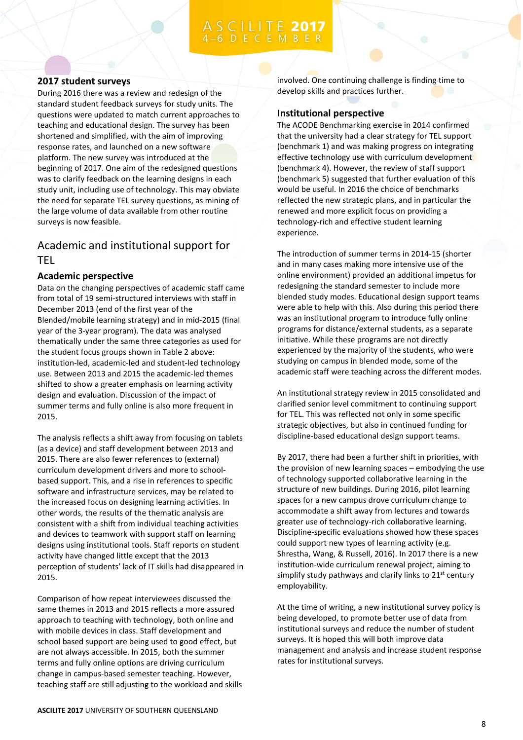### 2017 student surveys

During 2016 there was a review and redesign of the standard student feedback surveys for study units. The questions were updated to match current approaches to teaching and educational design. The survey has been shortened and simplified, with the aim of improving response rates, and launched on a new software platform. The new survey was introduced at the beginning of 2017. One aim of the redesigned questions was to clarify feedback on the learning designs in each study unit, including use of technology. This may obviate the need for separate TEL survey questions, as mining of the large volume of data available from other routine surveys is now feasible.

## Academic and institutional support for TEL

### Academic perspective

Data on the changing perspectives of academic staff came from total of 19 semi-structured interviews with staff in December 2013 (end of the first year of the Blended/mobile learning strategy) and in mid-2015 (final year of the 3-year program). The data was analysed thematically under the same three categories as used for the student focus groups shown in Table 2 above: institution-led, academic-led and student-led technology use. Between 2013 and 2015 the academic-led themes shifted to show a greater emphasis on learning activity design and evaluation. Discussion of the impact of summer terms and fully online is also more frequent in 2015.

The analysis reflects a shift away from focusing on tablets (as a device) and staff development between 2013 and 2015. There are also fewer references to (external) curriculum development drivers and more to school-based support. This, and a rise in references to specific software and infrastructure services, may be related to the increased focus on designing learning activities. In other words, the results of the thematic analysis are consistent with a shift from individual teaching activities and devices to teamwork with support staff on learning designs using institutional tools. Staff reports on student activity have changed little except that the 2013 perception of students' lack of IT skills had disappeared in 2015.

Comparison of how repeat interviewees discussed the same themes in 2013 and 2015 reflects a more assured approach to teaching with technology, both online and with mobile devices in class. Staff development and school based support are being used to good effect, but are not always accessible. In 2015, both the summer terms and fully online options are driving curriculum change in campus-based semester teaching. However, teaching staff are still adjusting to the workload and skills involved. One continuing challenge is finding time to develop skills and practices further.

### Institutional perspective

The ACODE Benchmarking exercise in 2014 confirmed that the university had a clear strategy for TEL support (benchmark 1) and was making progress on integrating effective technology use with curriculum development (benchmark 4). However, the review of staff support (benchmark 5) suggested that further evaluation of this would be useful. In 2016 the choice of benchmarks reflected the new strategic plans, and in particular the renewed and more explicit focus on providing a technology-rich and effective student learning experience.

The introduction of summer terms in 2014-15 (shorter and in many cases making more intensive use of the online environment) provided an additional impetus for redesigning the standard semester to include more blended study modes. Educational design support teams were able to help with this. Also during this period there was an institutional program to introduce fully online programs for distance/external students, as a separate initiative. While these programs are not directly experienced by the majority of the students, who were studying on campus in blended mode, some of the academic staff were teaching across the different modes.

An institutional strategy review in 2015 consolidated and clarified senior level commitment to continuing support for TEL. This was reflected not only in some specific strategic objectives, but also in continued funding for discipline-based educational design support teams.

By 2017, there had been a further shift in priorities, with the provision of new learning spaces – embodying the use of technology supported collaborative learning in the structure of new buildings. During 2016, pilot learning spaces for a new campus drove curriculum change to accommodate a shift away from lectures and towards greater use of technology-rich collaborative learning. Discipline-specific evaluations showed how these spaces could support new types of learning activity (e.g. Shrestha, Wang, & Russell, 2016). In 2017 there is a new institution-wide curriculum renewal project, aiming to simplify study pathways and clarify links to 21st century employability.

At the time of writing, a new institutional survey policy is being developed, to promote better use of data from institutional surveys and reduce the number of student surveys. It is hoped this will both improve data management and analysis and increase student response rates for institutional surveys.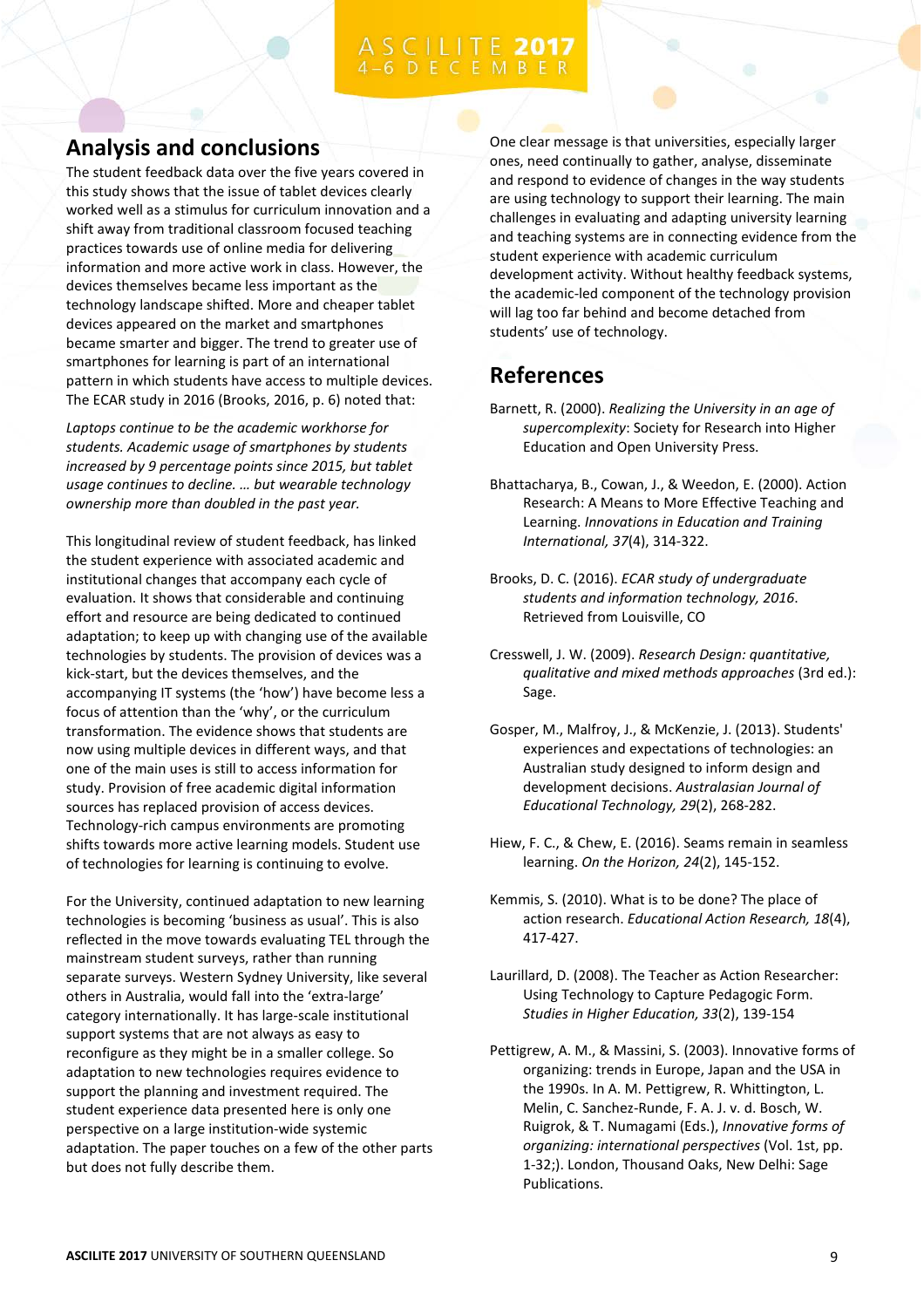## Analysis and conclusions

The student feedback data over the five years covered in this study shows that the issue of tablet devices clearly worked well as a stimulus for curriculum innovation and a shift away from traditional classroom focused teaching practices towards use of online media for delivering information and more active work in class. However, the devices themselves became less important as the technology landscape shifted. More and cheaper tablet devices appeared on the market and smartphones became smarter and bigger. The trend to greater use of smartphones for learning is part of an international pattern in which students have access to multiple devices. The ECAR study in 2016 (Brooks, 2016, p. 6) noted that:

*Laptops continue to be the academic workhorse for students. Academic usage of smartphones by students increased by 9 percentage points since 2015, but tablet usage continues to decline. … but wearable technology ownership more than doubled in the past year.*

This longitudinal review of student feedback, has linked the student experience with associated academic and institutional changes that accompany each cycle of evaluation. It shows that considerable and continuing effort and resource are being dedicated to continued adaptation; to keep up with changing use of the available technologies by students. The provision of devices was a kick-start, but the devices themselves, and the accompanying IT systems (the 'how') have become less a focus of attention than the 'why', or the curriculum transformation. The evidence shows that students are now using multiple devices in different ways, and that one of the main uses is still to access information for study. Provision of free academic digital information sources has replaced provision of access devices. Technology-rich campus environments are promoting shifts towards more active learning models. Student use of technologies for learning is continuing to evolve.

For the University, continued adaptation to new learning technologies is becoming 'business as usual'. This is also reflected in the move towards evaluating TEL through the mainstream student surveys, rather than running separate surveys. Western Sydney University, like several others in Australia, would fall into the 'extra-large' category internationally. It has large-scale institutional support systems that are not always as easy to reconfigure as they might be in a smaller college. So adaptation to new technologies requires evidence to support the planning and investment required. The student experience data presented here is only one perspective on a large institution-wide systemic adaptation. The paper touches on a few of the other parts but does not fully describe them.

One clear message is that universities, especially larger ones, need continually to gather, analyse, disseminate and respond to evidence of changes in the way students are using technology to support their learning. The main challenges in evaluating and adapting university learning and teaching systems are in connecting evidence from the student experience with academic curriculum development activity. Without healthy feedback systems, the academic-led component of the technology provision will lag too far behind and become detached from students' use of technology.

## References

Barnett, R. (2000). *Realizing the University in an age of supercomplexity*: Society for Research into Higher Education and Open University Press.

Bhattacharya, B., Cowan, J., & Weedon, E. (2000). Action Research: A Means to More Effective Teaching and Learning. *Innovations in Education and Training International, 37*(4), 314-322.

Brooks, D. C. (2016). *ECAR study of undergraduate students and information technology, 2016*. Retrieved from Louisville, CO

Cresswell, J. W. (2009). *Research Design: quantitative, qualitative and mixed methods approaches* (3rd ed.): Sage.

Gosper, M., Malfroy, J., & McKenzie, J. (2013). Students' experiences and expectations of technologies: an Australian study designed to inform design and development decisions. *Australasian Journal of Educational Technology, 29*(2), 268-282.

Hiew, F. C., & Chew, E. (2016). Seams remain in seamless learning. *On the Horizon, 24*(2), 145-152.

Kemmis, S. (2010). What is to be done? The place of action research. *Educational Action Research, 18*(4), 417-427.

Laurillard, D. (2008). The Teacher as Action Researcher: Using Technology to Capture Pedagogic Form. *Studies in Higher Education, 33*(2), 139-154

Pettigrew, A. M., & Massini, S. (2003). Innovative forms of organizing: trends in Europe, Japan and the USA in the 1990s. In A. M. Pettigrew, R. Whittington, L. Melin, C. Sanchez-Runde, F. A. J. v. d. Bosch, W. Ruigrok, & T. Numagami (Eds.), *Innovative forms of organizing: international perspectives* (Vol. 1st, pp. 1-32;). London, Thousand Oaks, New Delhi: Sage Publications.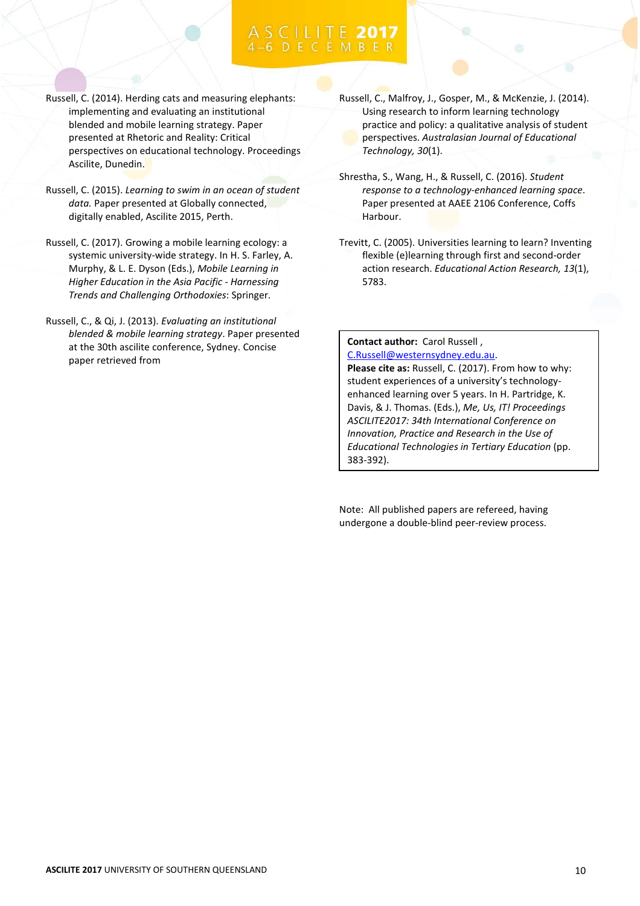Russell, C. (2014). Herding cats and measuring elephants: implementing and evaluating an institutional blended and mobile learning strategy. Paper presented at Rhetoric and Reality: Critical perspectives on educational technology. Proceedings Ascilite, Dunedin.

Russell, C. (2015). *Learning to swim in an ocean of student data.* Paper presented at Globally connected, digitally enabled, Ascilite 2015, Perth.

Russell, C. (2017). Growing a mobile learning ecology: a systemic university-wide strategy. In H. S. Farley, A. Murphy, & L. E. Dyson (Eds.), *Mobile Learning in Higher Education in the Asia Pacific - Harnessing Trends and Challenging Orthodoxies*: Springer.

Russell, C., & Qi, J. (2013). *Evaluating an institutional blended & mobile learning strategy*. Paper presented at the 30th ascilite conference, Sydney. Concise paper retrieved from

Russell, C., Malfroy, J., Gosper, M., & McKenzie, J. (2014). Using research to inform learning technology practice and policy: a qualitative analysis of student perspectives. *Australasian Journal of Educational Technology, 30*(1).

Shrestha, S., Wang, H., & Russell, C. (2016). *Student response to a technology-enhanced learning space*. Paper presented at AAEE 2106 Conference, Coffs Harbour.

Trevitt, C. (2005). Universities learning to learn? Inventing flexible (e)learning through first and second-order action research. *Educational Action Research, 13*(1), 5783.

**Contact author:** Carol Russell , C.Russell@westernsydney.edu.au.
**Please cite as:** Russell, C. (2017). From how to why: student experiences of a university's technology-enhanced learning over 5 years. In H. Partridge, K. Davis, & J. Thomas. (Eds.), *Me, Us, IT! Proceedings ASCILITE2017: 34th International Conference on Innovation, Practice and Research in the Use of Educational Technologies in Tertiary Education* (pp. 383-392).

Note: All published papers are refereed, having undergone a double-blind peer-review process.